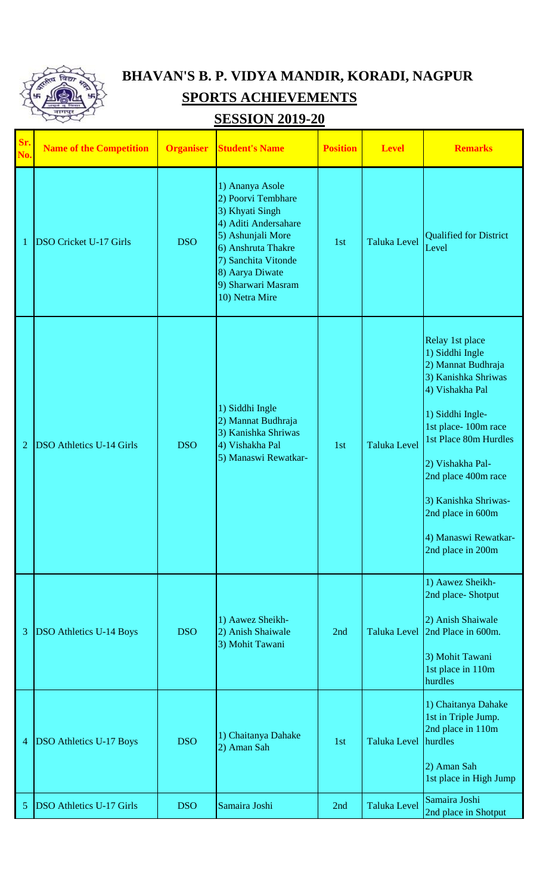# BHAVAN'S B. P. VIDYA MANDIR, KORADI, NAGPUR

## SPORTS ACHIEVEMENTS

## SESSION 2019-20

| Sr. No. | Name of the Competition | Organiser | Student's Name | Position | Level | Remarks |
|---|---|---|---|---|---|---|
| 1 | DSO Cricket U-17 Girls | DSO | 1) Ananya Asole<br>2) Poorvi Tembhare<br>3) Khyati Singh<br>4) Aditi Andersahare<br>5) Ashunjali More<br>6) Anshruta Thakre<br>7) Sanchita Vitonde<br>8) Aarya Diwate<br>9) Sharwari Masram<br>10) Netra Mire | 1st | Taluka Level | Qualified for District Level |
| 2 | DSO Athletics U-14 Girls | DSO | 1) Siddhi Ingle<br>2) Mannat Budhraja<br>3) Kanishka Shriwas<br>4) Vishakha Pal<br>5) Manaswi Rewatkar- | 1st | Taluka Level | Relay 1st place<br>1) Siddhi Ingle<br>2) Mannat Budhraja<br>3) Kanishka Shriwas<br>4) Vishakha Pal<br><br>1) Siddhi Ingle-<br>1st place- 100m race<br>1st Place 80m Hurdles<br><br>2) Vishakha Pal-<br>2nd place 400m race<br><br>3) Kanishka Shriwas-<br>2nd place in 600m<br><br>4) Manaswi Rewatkar-<br>2nd place in 200m |
| 3 | DSO Athletics U-14 Boys | DSO | 1) Aawez Sheikh-<br>2) Anish Shaiwale<br>3) Mohit Tawani | 2nd | Taluka Level | 1) Aawez Sheikh-<br>2nd place- Shotput<br><br>2) Anish Shaiwale<br>2nd Place in 600m.<br><br>3) Mohit Tawani<br>1st place in 110m hurdles |
| 4 | DSO Athletics U-17 Boys | DSO | 1) Chaitanya Dahake<br>2) Aman Sah | 1st | Taluka Level | 1) Chaitanya Dahake<br>1st in Triple Jump.<br>2nd place in 110m hurdles<br><br>2) Aman Sah<br>1st place in High Jump |
| 5 | DSO Athletics U-17 Girls | DSO | Samaira Joshi | 2nd | Taluka Level | Samaira Joshi<br>2nd place in Shotput |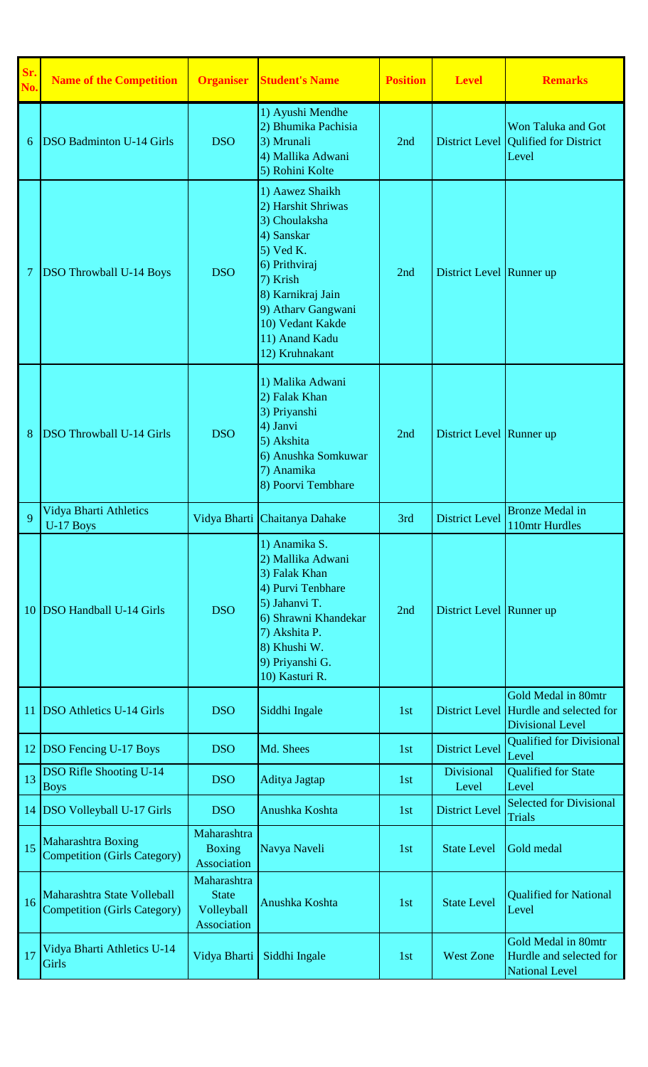| Sr. No. | Name of the Competition | Organiser | Student's Name | Position | Level | Remarks |
|---|---|---|---|---|---|---|
| 6 | DSO Badminton U-14 Girls | DSO | 1) Ayushi Mendhe<br>2) Bhumika Pachisia<br>3) Mrunali<br>4) Mallika Adwani<br>5) Rohini Kolte | 2nd | District Level | Won Taluka and Got Qulified for District Level |
| 7 | DSO Throwball U-14 Boys | DSO | 1) Aawez Shaikh<br>2) Harshit Shriwas<br>3) Choulaksha<br>4) Sanskar<br>5) Ved K.<br>6) Prithviraj<br>7) Krish<br>8) Karnikraj Jain<br>9) Atharv Gangwani<br>10) Vedant Kakde<br>11) Anand Kadu<br>12) Kruhnakant | 2nd | District Level | Runner up |
| 8 | DSO Throwball U-14 Girls | DSO | 1) Malika Adwani<br>2) Falak Khan<br>3) Priyanshi<br>4) Janvi<br>5) Akshita<br>6) Anushka Somkuwar<br>7) Anamika<br>8) Poorvi Tembhare | 2nd | District Level | Runner up |
| 9 | Vidya Bharti Athletics U-17 Boys | Vidya Bharti | Chaitanya Dahake | 3rd | District Level | Bronze Medal in 110mtr Hurdles |
| 10 | DSO Handball U-14 Girls | DSO | 1) Anamika S.<br>2) Mallika Adwani<br>3) Falak Khan<br>4) Purvi Tenbhare<br>5) Jahanvi T.<br>6) Shrawni Khandekar<br>7) Akshita P.<br>8) Khushi W.<br>9) Priyanshi G.<br>10) Kasturi R. | 2nd | District Level | Runner up |
| 11 | DSO Athletics U-14 Girls | DSO | Siddhi Ingale | 1st | District Level | Gold Medal in 80mtr Hurdle and selected for Divisional Level |
| 12 | DSO Fencing U-17 Boys | DSO | Md. Shees | 1st | District Level | Qualified for Divisional Level |
| 13 | DSO Rifle Shooting U-14 Boys | DSO | Aditya Jagtap | 1st | Divisional Level | Qualified for State Level |
| 14 | DSO Volleyball U-17 Girls | DSO | Anushka Koshta | 1st | District Level | Selected for Divisional Trials |
| 15 | Maharashtra Boxing Competition (Girls Category) | Maharashtra Boxing Association | Navya Naveli | 1st | State Level | Gold medal |
| 16 | Maharashtra State Volleball Competition (Girls Category) | Maharashtra State Volleyball Association | Anushka Koshta | 1st | State Level | Qualified for National Level |
| 17 | Vidya Bharti Athletics U-14 Girls | Vidya Bharti | Siddhi Ingale | 1st | West Zone | Gold Medal in 80mtr Hurdle and selected for National Level |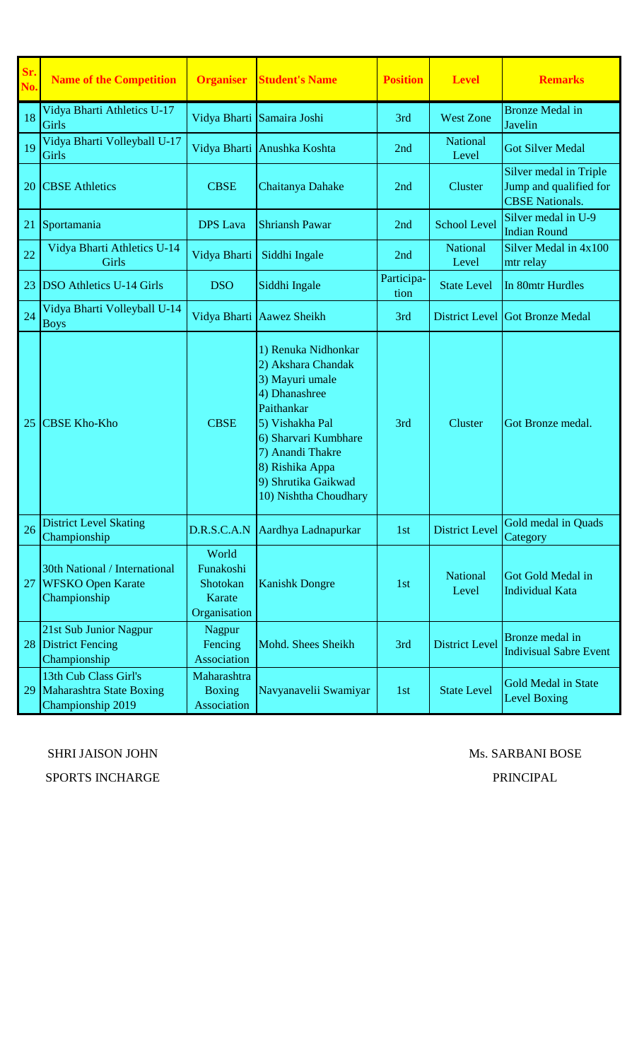| Sr. No. | Name of the Competition | Organiser | Student's Name | Position | Level | Remarks |
|---|---|---|---|---|---|---|
| 18 | Vidya Bharti Athletics U-17 Girls | Vidya Bharti | Samaira Joshi | 3rd | West Zone | Bronze Medal in Javelin |
| 19 | Vidya Bharti Volleyball U-17 Girls | Vidya Bharti | Anushka Koshta | 2nd | National Level | Got Silver Medal |
| 20 | CBSE Athletics | CBSE | Chaitanya Dahake | 2nd | Cluster | Silver medal in Triple Jump and qualified for CBSE Nationals. |
| 21 | Sportamania | DPS Lava | Shriansh Pawar | 2nd | School Level | Silver medal in U-9 Indian Round |
| 22 | Vidya Bharti Athletics U-14 Girls | Vidya Bharti | Siddhi Ingale | 2nd | National Level | Silver Medal in 4x100 mtr relay |
| 23 | DSO Athletics U-14 Girls | DSO | Siddhi Ingale | Participa-tion | State Level | In 80mtr Hurdles |
| 24 | Vidya Bharti Volleyball U-14 Boys | Vidya Bharti | Aawez Sheikh | 3rd | District Level | Got Bronze Medal |
| 25 | CBSE Kho-Kho | CBSE | 1) Renuka Nidhonkar<br>2) Akshara Chandak<br>3) Mayuri umale<br>4) Dhanashree Paithankar<br>5) Vishakha Pal<br>6) Sharvari Kumbhare<br>7) Anandi Thakre<br>8) Rishika Appa<br>9) Shrutika Gaikwad<br>10) Nishtha Choudhary | 3rd | Cluster | Got Bronze medal. |
| 26 | District Level Skating Championship | D.R.S.C.A.N | Aardhya Ladnapurkar | 1st | District Level | Gold medal in Quads Category |
| 27 | 30th National / International WFSKO Open Karate Championship | World Funakoshi Shotokan Karate Organisation | Kanishk Dongre | 1st | National Level | Got Gold Medal in Individual Kata |
| 28 | 21st Sub Junior Nagpur District Fencing Championship | Nagpur Fencing Association | Mohd. Shees Sheikh | 3rd | District Level | Bronze medal in Indivisual Sabre Event |
| 29 | 13th Cub Class Girl's Maharashtra State Boxing Championship 2019 | Maharashtra Boxing Association | Navyanavelii Swamiyar | 1st | State Level | Gold Medal in State Level Boxing |

SHRI JAISON JOHN
SPORTS INCHARGE

Ms. SARBANI BOSE
PRINCIPAL